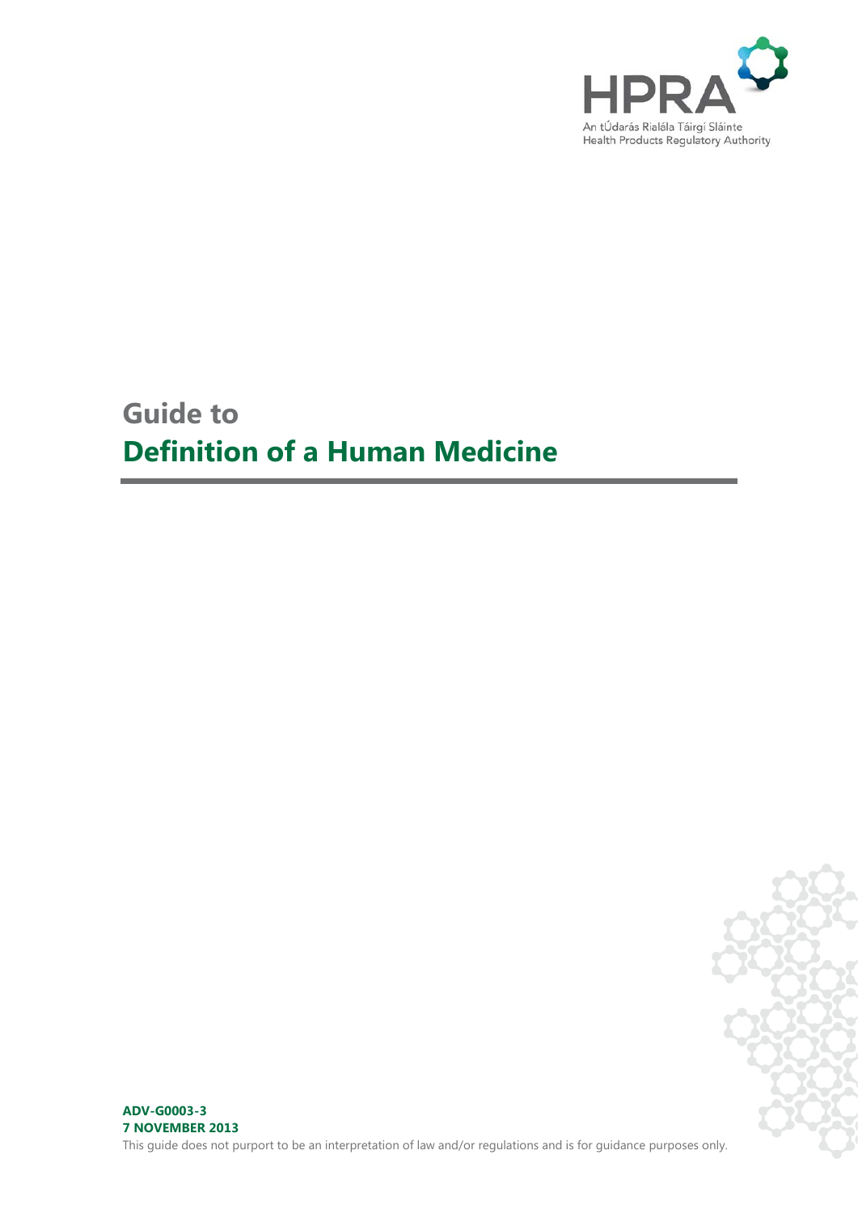HPRA

An tÚdarás Rialála Táirgí Sláinte
Health Products Regulatory Authority

# Guide to
# Definition of a Human Medicine

**ADV-G0003-3**
**7 NOVEMBER 2013**

This guide does not purport to be an interpretation of law and/or regulations and is for guidance purposes only.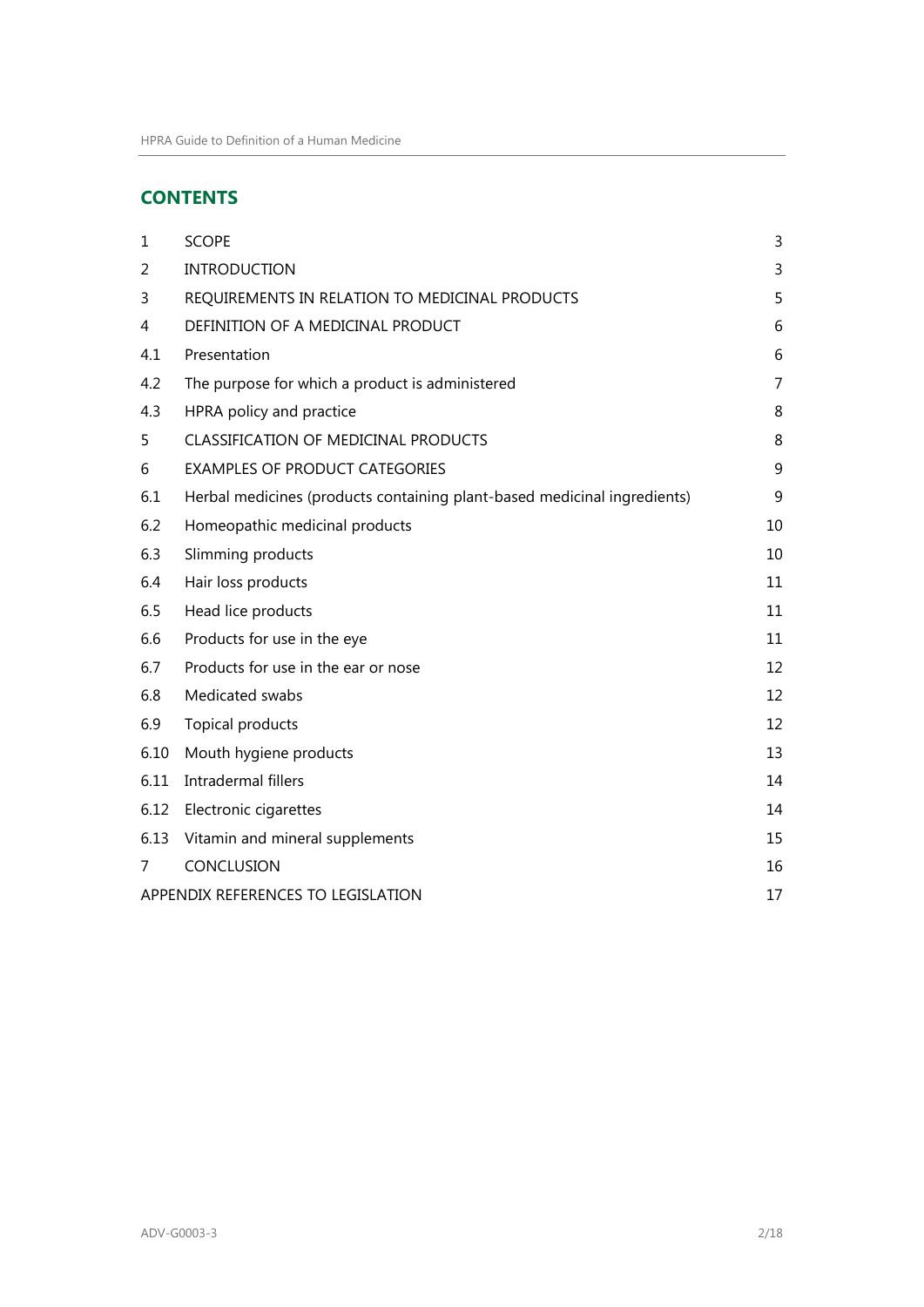## CONTENTS

| | | |
|---|---|---|
| 1 | SCOPE | 3 |
| 2 | INTRODUCTION | 3 |
| 3 | REQUIREMENTS IN RELATION TO MEDICINAL PRODUCTS | 5 |
| 4 | DEFINITION OF A MEDICINAL PRODUCT | 6 |
| 4.1 | Presentation | 6 |
| 4.2 | The purpose for which a product is administered | 7 |
| 4.3 | HPRA policy and practice | 8 |
| 5 | CLASSIFICATION OF MEDICINAL PRODUCTS | 8 |
| 6 | EXAMPLES OF PRODUCT CATEGORIES | 9 |
| 6.1 | Herbal medicines (products containing plant-based medicinal ingredients) | 9 |
| 6.2 | Homeopathic medicinal products | 10 |
| 6.3 | Slimming products | 10 |
| 6.4 | Hair loss products | 11 |
| 6.5 | Head lice products | 11 |
| 6.6 | Products for use in the eye | 11 |
| 6.7 | Products for use in the ear or nose | 12 |
| 6.8 | Medicated swabs | 12 |
| 6.9 | Topical products | 12 |
| 6.10 | Mouth hygiene products | 13 |
| 6.11 | Intradermal fillers | 14 |
| 6.12 | Electronic cigarettes | 14 |
| 6.13 | Vitamin and mineral supplements | 15 |
| 7 | CONCLUSION | 16 |
| APPENDIX REFERENCES TO LEGISLATION | | 17 |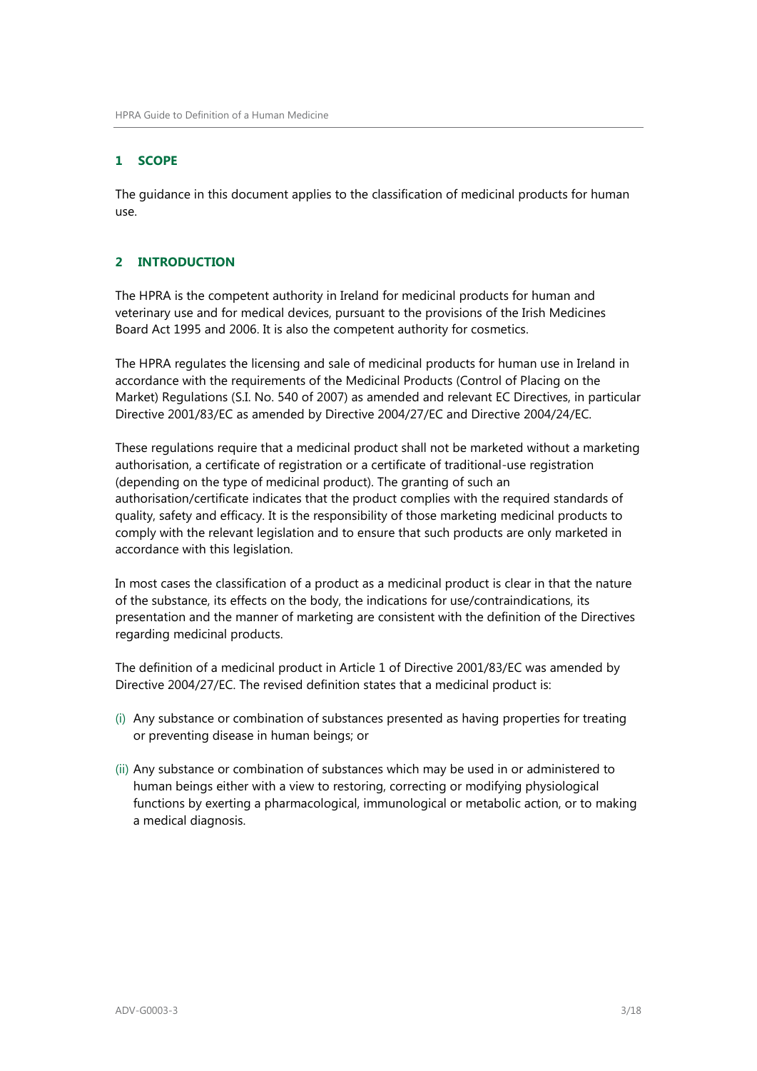## 1 SCOPE

The guidance in this document applies to the classification of medicinal products for human use.

## 2 INTRODUCTION

The HPRA is the competent authority in Ireland for medicinal products for human and veterinary use and for medical devices, pursuant to the provisions of the Irish Medicines Board Act 1995 and 2006. It is also the competent authority for cosmetics.

The HPRA regulates the licensing and sale of medicinal products for human use in Ireland in accordance with the requirements of the Medicinal Products (Control of Placing on the Market) Regulations (S.I. No. 540 of 2007) as amended and relevant EC Directives, in particular Directive 2001/83/EC as amended by Directive 2004/27/EC and Directive 2004/24/EC.

These regulations require that a medicinal product shall not be marketed without a marketing authorisation, a certificate of registration or a certificate of traditional-use registration (depending on the type of medicinal product). The granting of such an authorisation/certificate indicates that the product complies with the required standards of quality, safety and efficacy. It is the responsibility of those marketing medicinal products to comply with the relevant legislation and to ensure that such products are only marketed in accordance with this legislation.

In most cases the classification of a product as a medicinal product is clear in that the nature of the substance, its effects on the body, the indications for use/contraindications, its presentation and the manner of marketing are consistent with the definition of the Directives regarding medicinal products.

The definition of a medicinal product in Article 1 of Directive 2001/83/EC was amended by Directive 2004/27/EC. The revised definition states that a medicinal product is:

(i) Any substance or combination of substances presented as having properties for treating or preventing disease in human beings; or

(ii) Any substance or combination of substances which may be used in or administered to human beings either with a view to restoring, correcting or modifying physiological functions by exerting a pharmacological, immunological or metabolic action, or to making a medical diagnosis.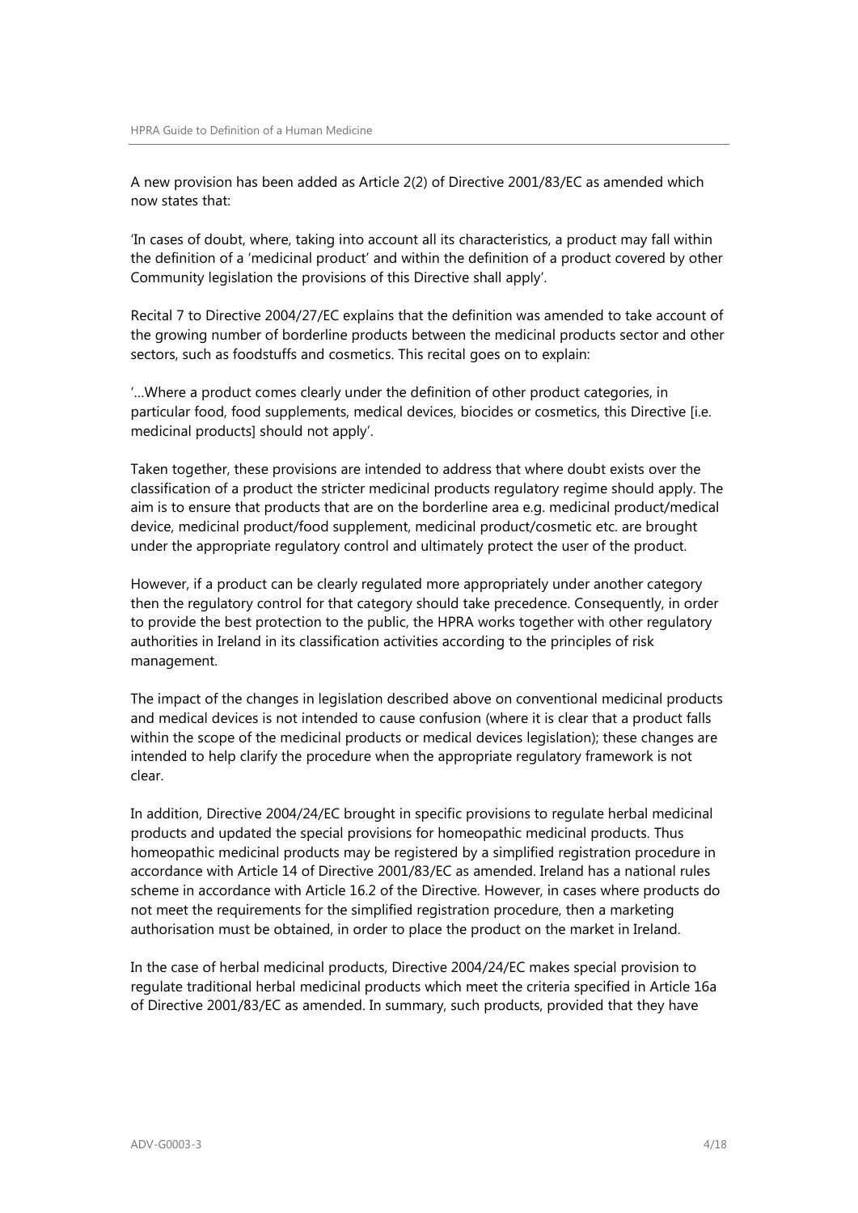A new provision has been added as Article 2(2) of Directive 2001/83/EC as amended which now states that:

'In cases of doubt, where, taking into account all its characteristics, a product may fall within the definition of a 'medicinal product' and within the definition of a product covered by other Community legislation the provisions of this Directive shall apply'.

Recital 7 to Directive 2004/27/EC explains that the definition was amended to take account of the growing number of borderline products between the medicinal products sector and other sectors, such as foodstuffs and cosmetics. This recital goes on to explain:

'…Where a product comes clearly under the definition of other product categories, in particular food, food supplements, medical devices, biocides or cosmetics, this Directive [i.e. medicinal products] should not apply'.

Taken together, these provisions are intended to address that where doubt exists over the classification of a product the stricter medicinal products regulatory regime should apply. The aim is to ensure that products that are on the borderline area e.g. medicinal product/medical device, medicinal product/food supplement, medicinal product/cosmetic etc. are brought under the appropriate regulatory control and ultimately protect the user of the product.

However, if a product can be clearly regulated more appropriately under another category then the regulatory control for that category should take precedence. Consequently, in order to provide the best protection to the public, the HPRA works together with other regulatory authorities in Ireland in its classification activities according to the principles of risk management.

The impact of the changes in legislation described above on conventional medicinal products and medical devices is not intended to cause confusion (where it is clear that a product falls within the scope of the medicinal products or medical devices legislation); these changes are intended to help clarify the procedure when the appropriate regulatory framework is not clear.

In addition, Directive 2004/24/EC brought in specific provisions to regulate herbal medicinal products and updated the special provisions for homeopathic medicinal products. Thus homeopathic medicinal products may be registered by a simplified registration procedure in accordance with Article 14 of Directive 2001/83/EC as amended. Ireland has a national rules scheme in accordance with Article 16.2 of the Directive. However, in cases where products do not meet the requirements for the simplified registration procedure, then a marketing authorisation must be obtained, in order to place the product on the market in Ireland.

In the case of herbal medicinal products, Directive 2004/24/EC makes special provision to regulate traditional herbal medicinal products which meet the criteria specified in Article 16a of Directive 2001/83/EC as amended. In summary, such products, provided that they have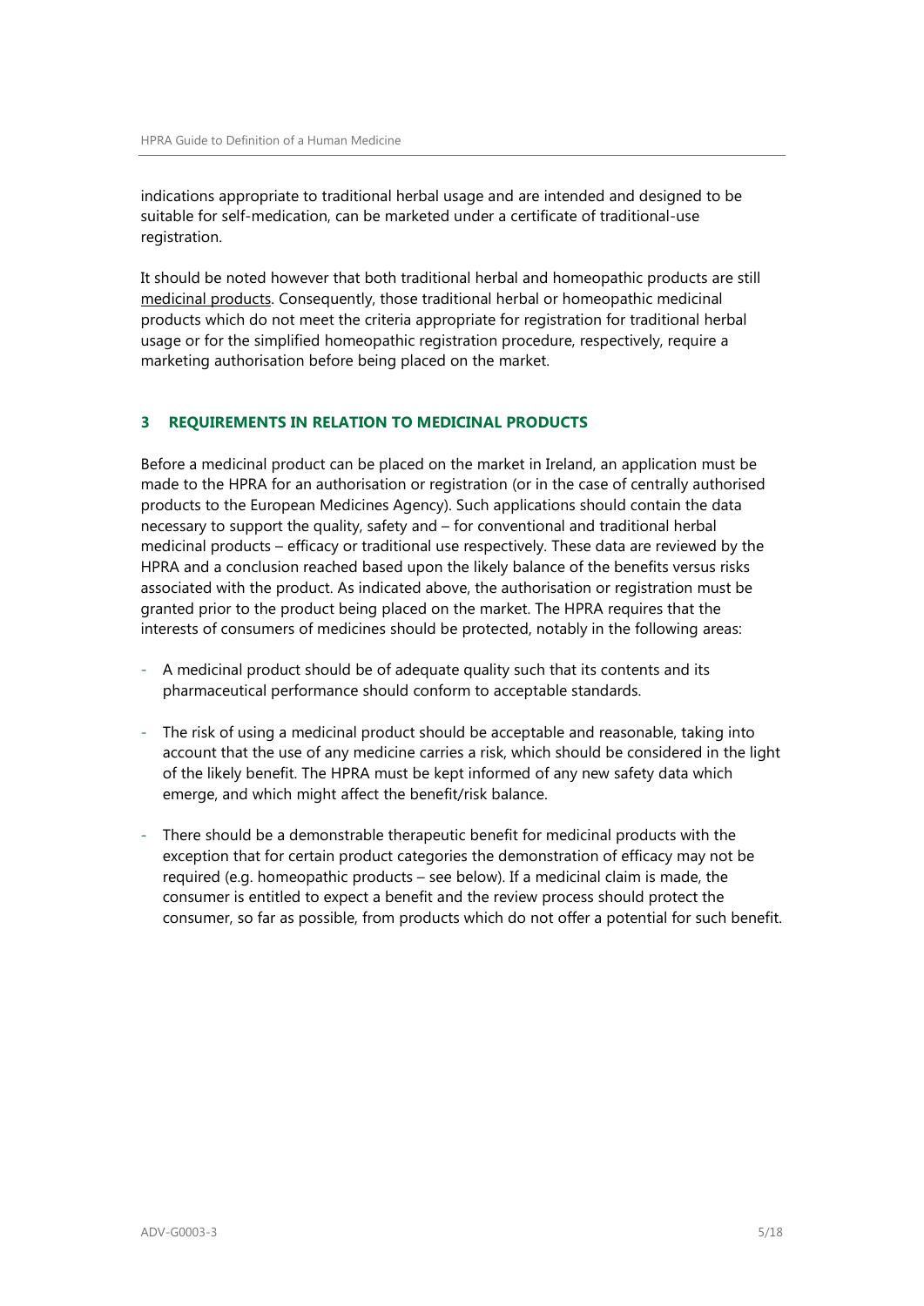indications appropriate to traditional herbal usage and are intended and designed to be suitable for self-medication, can be marketed under a certificate of traditional-use registration.

It should be noted however that both traditional herbal and homeopathic products are still medicinal products. Consequently, those traditional herbal or homeopathic medicinal products which do not meet the criteria appropriate for registration for traditional herbal usage or for the simplified homeopathic registration procedure, respectively, require a marketing authorisation before being placed on the market.

## 3 REQUIREMENTS IN RELATION TO MEDICINAL PRODUCTS

Before a medicinal product can be placed on the market in Ireland, an application must be made to the HPRA for an authorisation or registration (or in the case of centrally authorised products to the European Medicines Agency). Such applications should contain the data necessary to support the quality, safety and – for conventional and traditional herbal medicinal products – efficacy or traditional use respectively. These data are reviewed by the HPRA and a conclusion reached based upon the likely balance of the benefits versus risks associated with the product. As indicated above, the authorisation or registration must be granted prior to the product being placed on the market. The HPRA requires that the interests of consumers of medicines should be protected, notably in the following areas:

- A medicinal product should be of adequate quality such that its contents and its pharmaceutical performance should conform to acceptable standards.

- The risk of using a medicinal product should be acceptable and reasonable, taking into account that the use of any medicine carries a risk, which should be considered in the light of the likely benefit. The HPRA must be kept informed of any new safety data which emerge, and which might affect the benefit/risk balance.

- There should be a demonstrable therapeutic benefit for medicinal products with the exception that for certain product categories the demonstration of efficacy may not be required (e.g. homeopathic products – see below). If a medicinal claim is made, the consumer is entitled to expect a benefit and the review process should protect the consumer, so far as possible, from products which do not offer a potential for such benefit.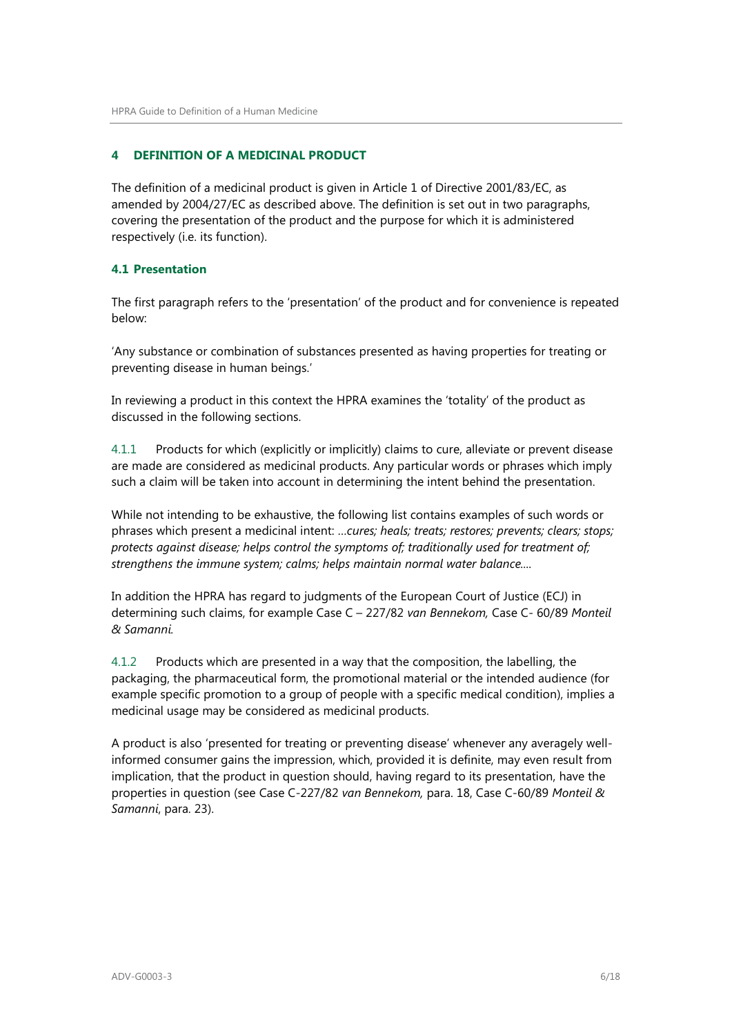## 4 DEFINITION OF A MEDICINAL PRODUCT

The definition of a medicinal product is given in Article 1 of Directive 2001/83/EC, as amended by 2004/27/EC as described above. The definition is set out in two paragraphs, covering the presentation of the product and the purpose for which it is administered respectively (i.e. its function).

### 4.1 Presentation

The first paragraph refers to the 'presentation' of the product and for convenience is repeated below:

'Any substance or combination of substances presented as having properties for treating or preventing disease in human beings.'

In reviewing a product in this context the HPRA examines the 'totality' of the product as discussed in the following sections.

4.1.1 Products for which (explicitly or implicitly) claims to cure, alleviate or prevent disease are made are considered as medicinal products. Any particular words or phrases which imply such a claim will be taken into account in determining the intent behind the presentation.

While not intending to be exhaustive, the following list contains examples of such words or phrases which present a medicinal intent: …*cures; heals; treats; restores; prevents; clears; stops; protects against disease; helps control the symptoms of; traditionally used for treatment of; strengthens the immune system; calms; helps maintain normal water balance….*

In addition the HPRA has regard to judgments of the European Court of Justice (ECJ) in determining such claims, for example Case C – 227/82 *van Bennekom,* Case C- 60/89 *Monteil & Samanni.*

4.1.2 Products which are presented in a way that the composition, the labelling, the packaging, the pharmaceutical form, the promotional material or the intended audience (for example specific promotion to a group of people with a specific medical condition), implies a medicinal usage may be considered as medicinal products.

A product is also 'presented for treating or preventing disease' whenever any averagely well-informed consumer gains the impression, which, provided it is definite, may even result from implication, that the product in question should, having regard to its presentation, have the properties in question (see Case C-227/82 *van Bennekom,* para. 18, Case C-60/89 *Monteil & Samanni*, para. 23).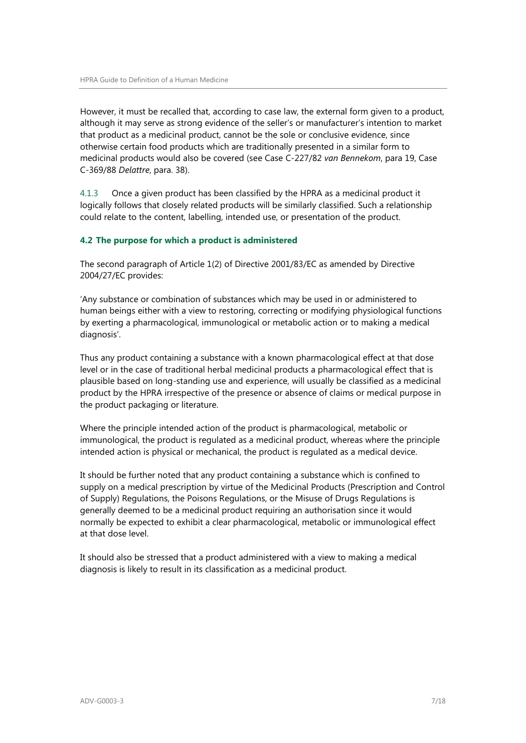However, it must be recalled that, according to case law, the external form given to a product, although it may serve as strong evidence of the seller's or manufacturer's intention to market that product as a medicinal product, cannot be the sole or conclusive evidence, since otherwise certain food products which are traditionally presented in a similar form to medicinal products would also be covered (see Case C-227/82 *van Bennekom*, para 19, Case C-369/88 *Delattre*, para. 38).

4.1.3 Once a given product has been classified by the HPRA as a medicinal product it logically follows that closely related products will be similarly classified. Such a relationship could relate to the content, labelling, intended use, or presentation of the product.

### 4.2 The purpose for which a product is administered

The second paragraph of Article 1(2) of Directive 2001/83/EC as amended by Directive 2004/27/EC provides:

'Any substance or combination of substances which may be used in or administered to human beings either with a view to restoring, correcting or modifying physiological functions by exerting a pharmacological, immunological or metabolic action or to making a medical diagnosis'.

Thus any product containing a substance with a known pharmacological effect at that dose level or in the case of traditional herbal medicinal products a pharmacological effect that is plausible based on long-standing use and experience, will usually be classified as a medicinal product by the HPRA irrespective of the presence or absence of claims or medical purpose in the product packaging or literature.

Where the principle intended action of the product is pharmacological, metabolic or immunological, the product is regulated as a medicinal product, whereas where the principle intended action is physical or mechanical, the product is regulated as a medical device.

It should be further noted that any product containing a substance which is confined to supply on a medical prescription by virtue of the Medicinal Products (Prescription and Control of Supply) Regulations, the Poisons Regulations, or the Misuse of Drugs Regulations is generally deemed to be a medicinal product requiring an authorisation since it would normally be expected to exhibit a clear pharmacological, metabolic or immunological effect at that dose level.

It should also be stressed that a product administered with a view to making a medical diagnosis is likely to result in its classification as a medicinal product.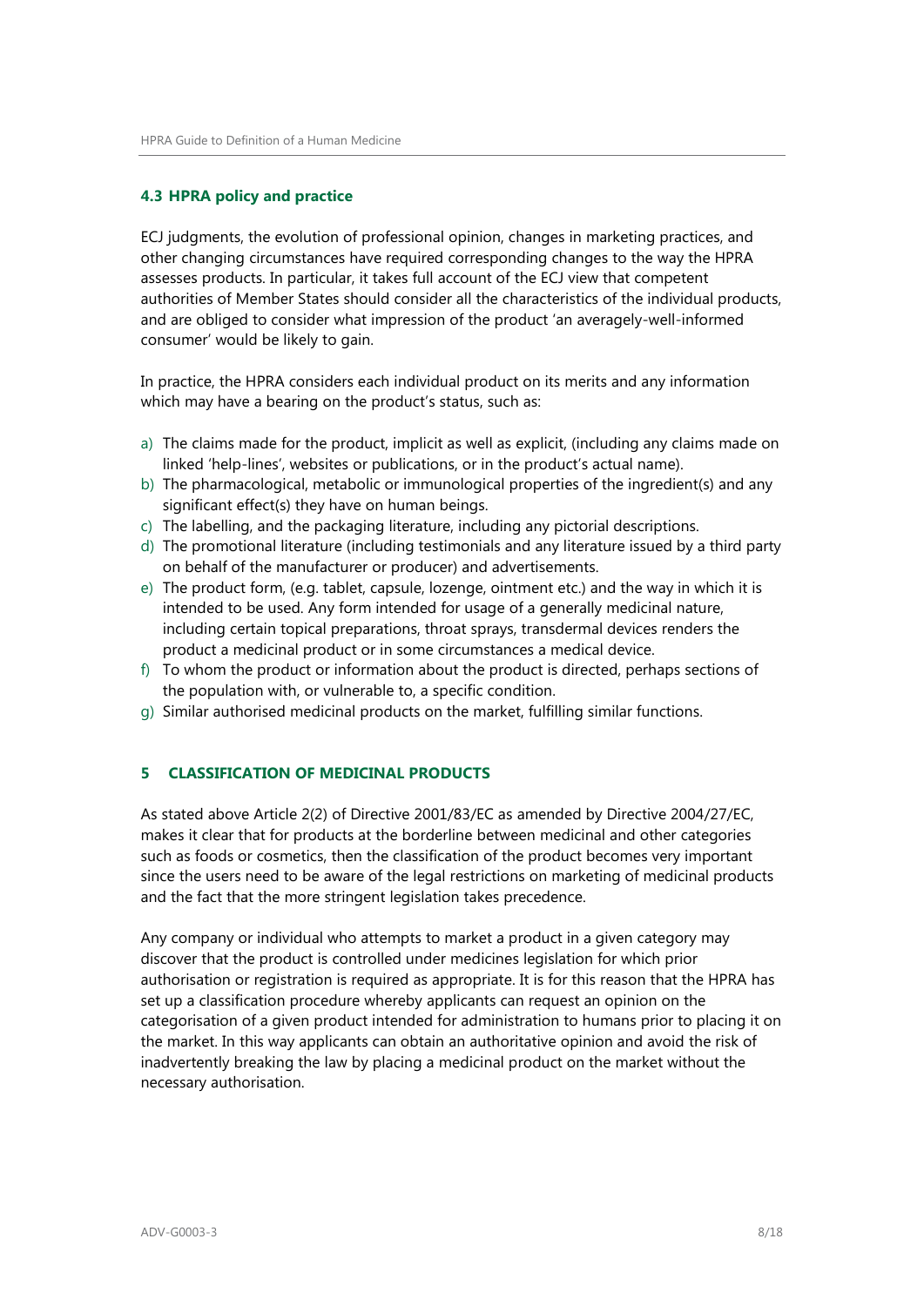### 4.3 HPRA policy and practice

ECJ judgments, the evolution of professional opinion, changes in marketing practices, and other changing circumstances have required corresponding changes to the way the HPRA assesses products. In particular, it takes full account of the ECJ view that competent authorities of Member States should consider all the characteristics of the individual products, and are obliged to consider what impression of the product 'an averagely-well-informed consumer' would be likely to gain.

In practice, the HPRA considers each individual product on its merits and any information which may have a bearing on the product's status, such as:

a) The claims made for the product, implicit as well as explicit, (including any claims made on linked 'help-lines', websites or publications, or in the product's actual name).
b) The pharmacological, metabolic or immunological properties of the ingredient(s) and any significant effect(s) they have on human beings.
c) The labelling, and the packaging literature, including any pictorial descriptions.
d) The promotional literature (including testimonials and any literature issued by a third party on behalf of the manufacturer or producer) and advertisements.
e) The product form, (e.g. tablet, capsule, lozenge, ointment etc.) and the way in which it is intended to be used. Any form intended for usage of a generally medicinal nature, including certain topical preparations, throat sprays, transdermal devices renders the product a medicinal product or in some circumstances a medical device.
f) To whom the product or information about the product is directed, perhaps sections of the population with, or vulnerable to, a specific condition.
g) Similar authorised medicinal products on the market, fulfilling similar functions.

## 5 CLASSIFICATION OF MEDICINAL PRODUCTS

As stated above Article 2(2) of Directive 2001/83/EC as amended by Directive 2004/27/EC, makes it clear that for products at the borderline between medicinal and other categories such as foods or cosmetics, then the classification of the product becomes very important since the users need to be aware of the legal restrictions on marketing of medicinal products and the fact that the more stringent legislation takes precedence.

Any company or individual who attempts to market a product in a given category may discover that the product is controlled under medicines legislation for which prior authorisation or registration is required as appropriate. It is for this reason that the HPRA has set up a classification procedure whereby applicants can request an opinion on the categorisation of a given product intended for administration to humans prior to placing it on the market. In this way applicants can obtain an authoritative opinion and avoid the risk of inadvertently breaking the law by placing a medicinal product on the market without the necessary authorisation.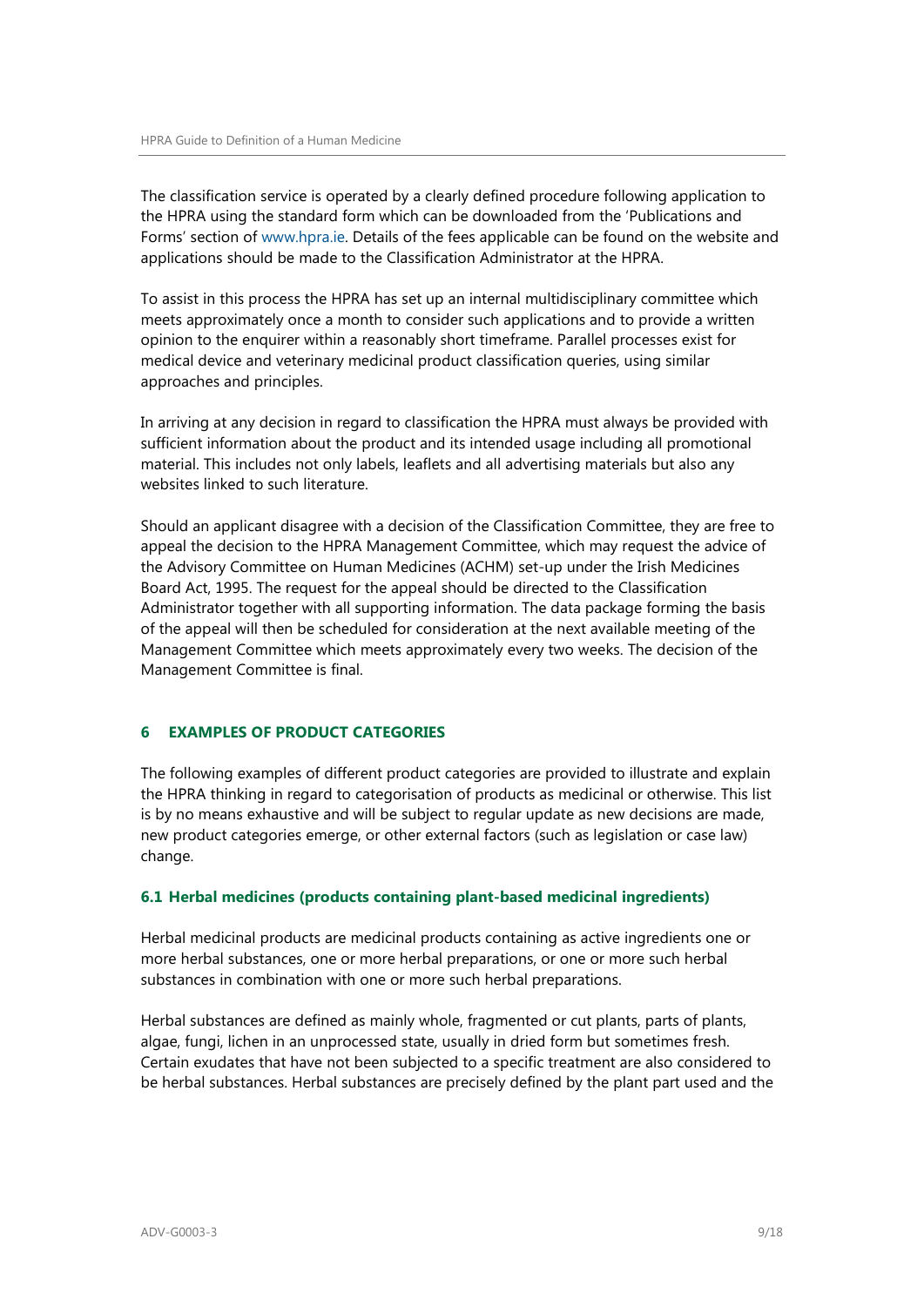The classification service is operated by a clearly defined procedure following application to the HPRA using the standard form which can be downloaded from the 'Publications and Forms' section of www.hpra.ie. Details of the fees applicable can be found on the website and applications should be made to the Classification Administrator at the HPRA.

To assist in this process the HPRA has set up an internal multidisciplinary committee which meets approximately once a month to consider such applications and to provide a written opinion to the enquirer within a reasonably short timeframe. Parallel processes exist for medical device and veterinary medicinal product classification queries, using similar approaches and principles.

In arriving at any decision in regard to classification the HPRA must always be provided with sufficient information about the product and its intended usage including all promotional material. This includes not only labels, leaflets and all advertising materials but also any websites linked to such literature.

Should an applicant disagree with a decision of the Classification Committee, they are free to appeal the decision to the HPRA Management Committee, which may request the advice of the Advisory Committee on Human Medicines (ACHM) set-up under the Irish Medicines Board Act, 1995. The request for the appeal should be directed to the Classification Administrator together with all supporting information. The data package forming the basis of the appeal will then be scheduled for consideration at the next available meeting of the Management Committee which meets approximately every two weeks. The decision of the Management Committee is final.

## 6 EXAMPLES OF PRODUCT CATEGORIES

The following examples of different product categories are provided to illustrate and explain the HPRA thinking in regard to categorisation of products as medicinal or otherwise. This list is by no means exhaustive and will be subject to regular update as new decisions are made, new product categories emerge, or other external factors (such as legislation or case law) change.

### 6.1 Herbal medicines (products containing plant-based medicinal ingredients)

Herbal medicinal products are medicinal products containing as active ingredients one or more herbal substances, one or more herbal preparations, or one or more such herbal substances in combination with one or more such herbal preparations.

Herbal substances are defined as mainly whole, fragmented or cut plants, parts of plants, algae, fungi, lichen in an unprocessed state, usually in dried form but sometimes fresh. Certain exudates that have not been subjected to a specific treatment are also considered to be herbal substances. Herbal substances are precisely defined by the plant part used and the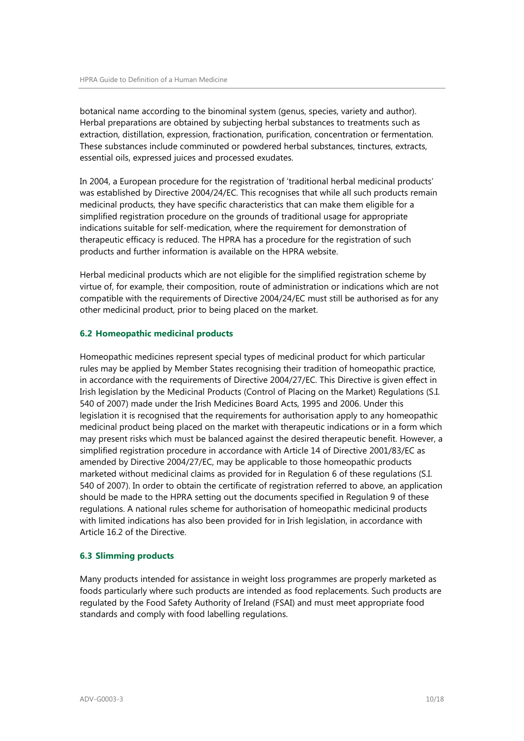botanical name according to the binominal system (genus, species, variety and author). Herbal preparations are obtained by subjecting herbal substances to treatments such as extraction, distillation, expression, fractionation, purification, concentration or fermentation. These substances include comminuted or powdered herbal substances, tinctures, extracts, essential oils, expressed juices and processed exudates.

In 2004, a European procedure for the registration of 'traditional herbal medicinal products' was established by Directive 2004/24/EC. This recognises that while all such products remain medicinal products, they have specific characteristics that can make them eligible for a simplified registration procedure on the grounds of traditional usage for appropriate indications suitable for self-medication, where the requirement for demonstration of therapeutic efficacy is reduced. The HPRA has a procedure for the registration of such products and further information is available on the HPRA website.

Herbal medicinal products which are not eligible for the simplified registration scheme by virtue of, for example, their composition, route of administration or indications which are not compatible with the requirements of Directive 2004/24/EC must still be authorised as for any other medicinal product, prior to being placed on the market.

### 6.2 Homeopathic medicinal products

Homeopathic medicines represent special types of medicinal product for which particular rules may be applied by Member States recognising their tradition of homeopathic practice, in accordance with the requirements of Directive 2004/27/EC. This Directive is given effect in Irish legislation by the Medicinal Products (Control of Placing on the Market) Regulations (S.I. 540 of 2007) made under the Irish Medicines Board Acts, 1995 and 2006. Under this legislation it is recognised that the requirements for authorisation apply to any homeopathic medicinal product being placed on the market with therapeutic indications or in a form which may present risks which must be balanced against the desired therapeutic benefit. However, a simplified registration procedure in accordance with Article 14 of Directive 2001/83/EC as amended by Directive 2004/27/EC, may be applicable to those homeopathic products marketed without medicinal claims as provided for in Regulation 6 of these regulations (S.I. 540 of 2007). In order to obtain the certificate of registration referred to above, an application should be made to the HPRA setting out the documents specified in Regulation 9 of these regulations. A national rules scheme for authorisation of homeopathic medicinal products with limited indications has also been provided for in Irish legislation, in accordance with Article 16.2 of the Directive.

### 6.3 Slimming products

Many products intended for assistance in weight loss programmes are properly marketed as foods particularly where such products are intended as food replacements. Such products are regulated by the Food Safety Authority of Ireland (FSAI) and must meet appropriate food standards and comply with food labelling regulations.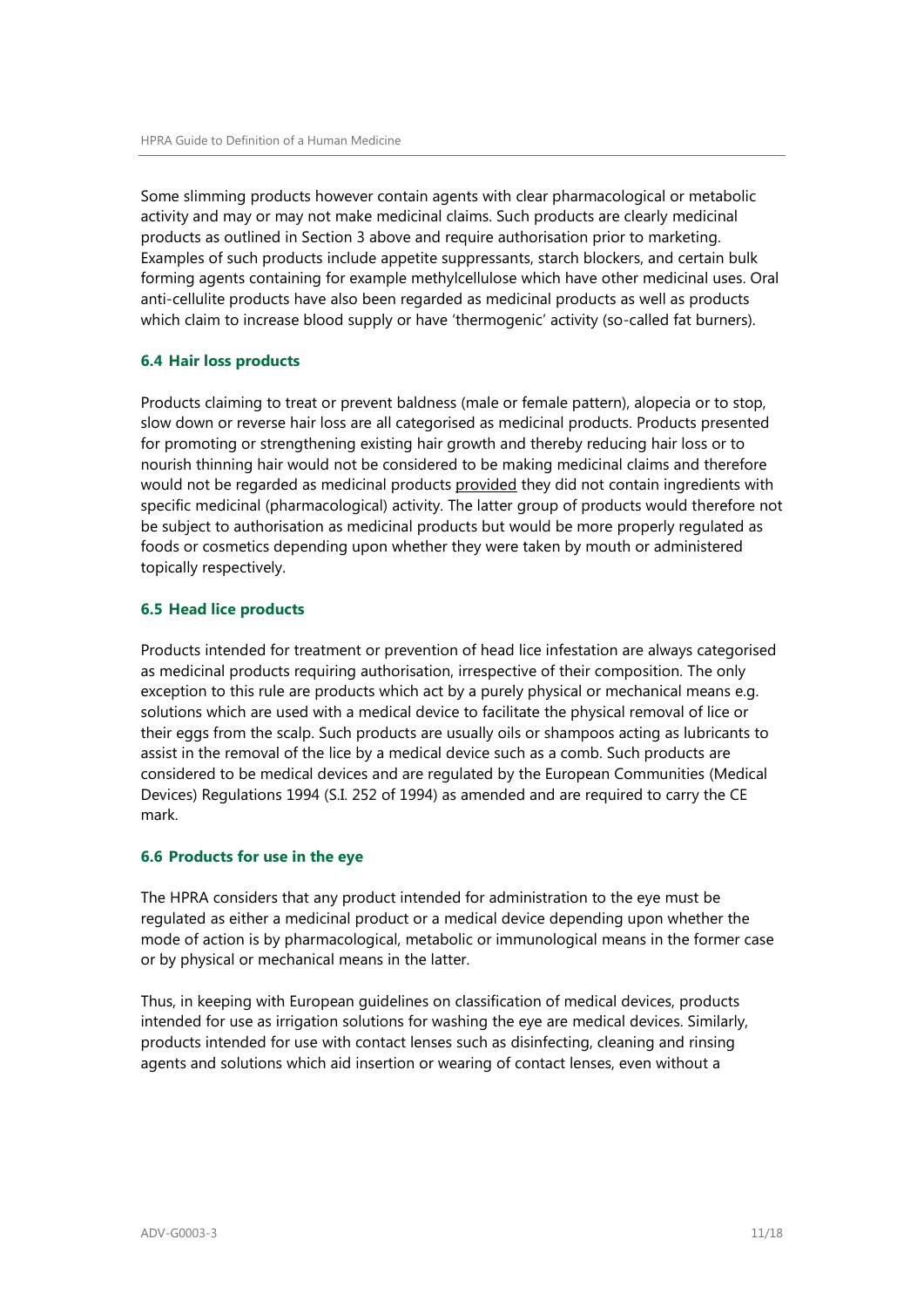Some slimming products however contain agents with clear pharmacological or metabolic activity and may or may not make medicinal claims. Such products are clearly medicinal products as outlined in Section 3 above and require authorisation prior to marketing. Examples of such products include appetite suppressants, starch blockers, and certain bulk forming agents containing for example methylcellulose which have other medicinal uses. Oral anti-cellulite products have also been regarded as medicinal products as well as products which claim to increase blood supply or have 'thermogenic' activity (so-called fat burners).

### 6.4 Hair loss products

Products claiming to treat or prevent baldness (male or female pattern), alopecia or to stop, slow down or reverse hair loss are all categorised as medicinal products. Products presented for promoting or strengthening existing hair growth and thereby reducing hair loss or to nourish thinning hair would not be considered to be making medicinal claims and therefore would not be regarded as medicinal products <u>provided</u> they did not contain ingredients with specific medicinal (pharmacological) activity. The latter group of products would therefore not be subject to authorisation as medicinal products but would be more properly regulated as foods or cosmetics depending upon whether they were taken by mouth or administered topically respectively.

### 6.5 Head lice products

Products intended for treatment or prevention of head lice infestation are always categorised as medicinal products requiring authorisation, irrespective of their composition. The only exception to this rule are products which act by a purely physical or mechanical means e.g. solutions which are used with a medical device to facilitate the physical removal of lice or their eggs from the scalp. Such products are usually oils or shampoos acting as lubricants to assist in the removal of the lice by a medical device such as a comb. Such products are considered to be medical devices and are regulated by the European Communities (Medical Devices) Regulations 1994 (S.I. 252 of 1994) as amended and are required to carry the CE mark.

### 6.6 Products for use in the eye

The HPRA considers that any product intended for administration to the eye must be regulated as either a medicinal product or a medical device depending upon whether the mode of action is by pharmacological, metabolic or immunological means in the former case or by physical or mechanical means in the latter.

Thus, in keeping with European guidelines on classification of medical devices, products intended for use as irrigation solutions for washing the eye are medical devices. Similarly, products intended for use with contact lenses such as disinfecting, cleaning and rinsing agents and solutions which aid insertion or wearing of contact lenses, even without a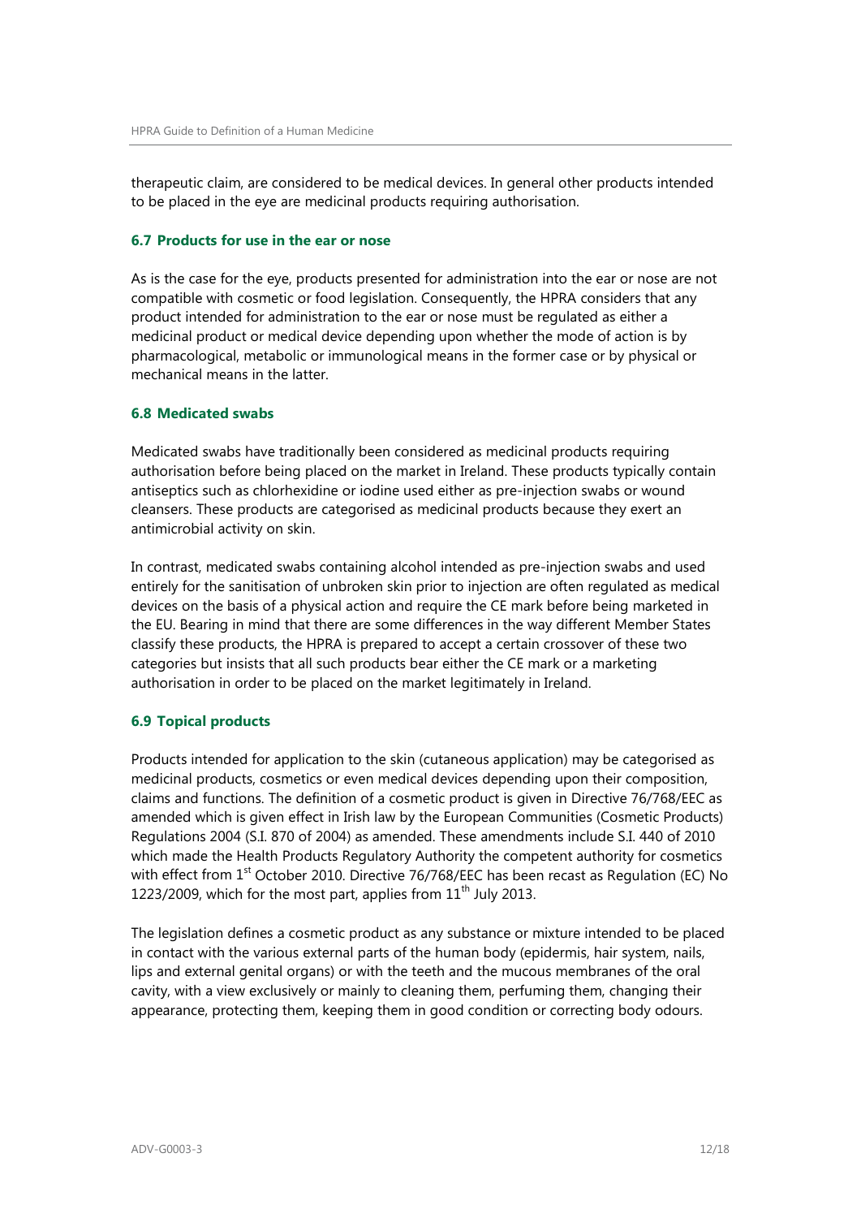therapeutic claim, are considered to be medical devices. In general other products intended to be placed in the eye are medicinal products requiring authorisation.

### 6.7 Products for use in the ear or nose

As is the case for the eye, products presented for administration into the ear or nose are not compatible with cosmetic or food legislation. Consequently, the HPRA considers that any product intended for administration to the ear or nose must be regulated as either a medicinal product or medical device depending upon whether the mode of action is by pharmacological, metabolic or immunological means in the former case or by physical or mechanical means in the latter.

### 6.8 Medicated swabs

Medicated swabs have traditionally been considered as medicinal products requiring authorisation before being placed on the market in Ireland. These products typically contain antiseptics such as chlorhexidine or iodine used either as pre-injection swabs or wound cleansers. These products are categorised as medicinal products because they exert an antimicrobial activity on skin.

In contrast, medicated swabs containing alcohol intended as pre-injection swabs and used entirely for the sanitisation of unbroken skin prior to injection are often regulated as medical devices on the basis of a physical action and require the CE mark before being marketed in the EU. Bearing in mind that there are some differences in the way different Member States classify these products, the HPRA is prepared to accept a certain crossover of these two categories but insists that all such products bear either the CE mark or a marketing authorisation in order to be placed on the market legitimately in Ireland.

### 6.9 Topical products

Products intended for application to the skin (cutaneous application) may be categorised as medicinal products, cosmetics or even medical devices depending upon their composition, claims and functions. The definition of a cosmetic product is given in Directive 76/768/EEC as amended which is given effect in Irish law by the European Communities (Cosmetic Products) Regulations 2004 (S.I. 870 of 2004) as amended. These amendments include S.I. 440 of 2010 which made the Health Products Regulatory Authority the competent authority for cosmetics with effect from 1st October 2010. Directive 76/768/EEC has been recast as Regulation (EC) No 1223/2009, which for the most part, applies from 11th July 2013.

The legislation defines a cosmetic product as any substance or mixture intended to be placed in contact with the various external parts of the human body (epidermis, hair system, nails, lips and external genital organs) or with the teeth and the mucous membranes of the oral cavity, with a view exclusively or mainly to cleaning them, perfuming them, changing their appearance, protecting them, keeping them in good condition or correcting body odours.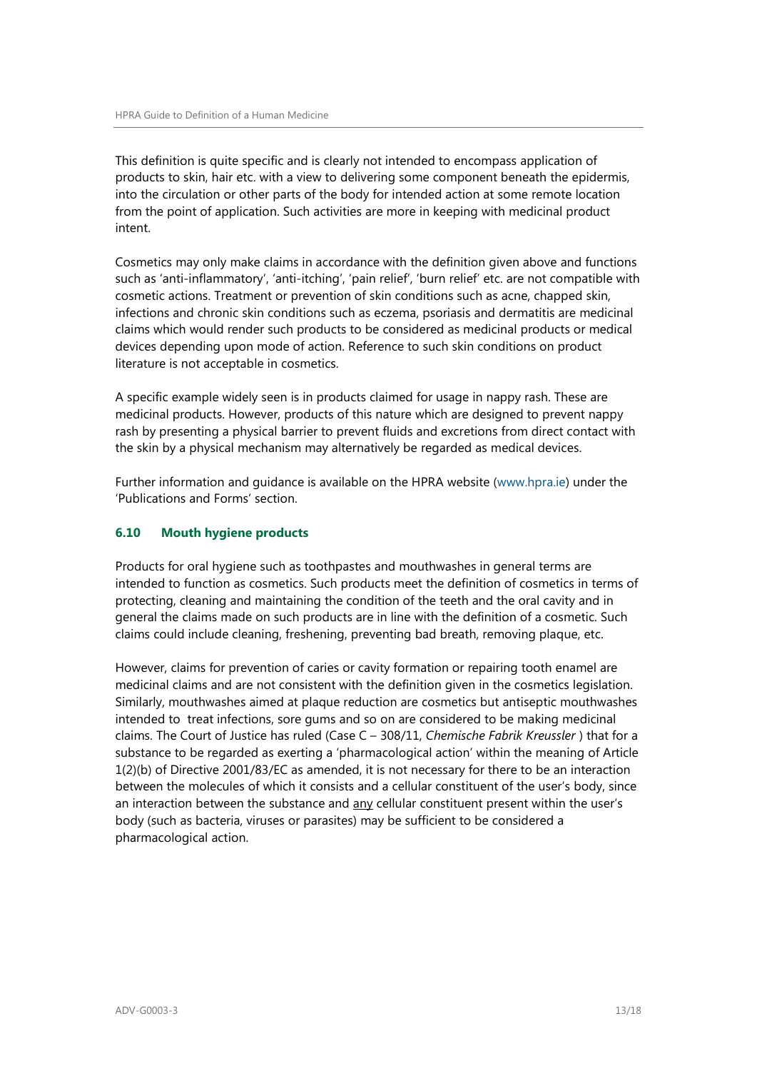This definition is quite specific and is clearly not intended to encompass application of products to skin, hair etc. with a view to delivering some component beneath the epidermis, into the circulation or other parts of the body for intended action at some remote location from the point of application. Such activities are more in keeping with medicinal product intent.

Cosmetics may only make claims in accordance with the definition given above and functions such as 'anti-inflammatory', 'anti-itching', 'pain relief', 'burn relief' etc. are not compatible with cosmetic actions. Treatment or prevention of skin conditions such as acne, chapped skin, infections and chronic skin conditions such as eczema, psoriasis and dermatitis are medicinal claims which would render such products to be considered as medicinal products or medical devices depending upon mode of action. Reference to such skin conditions on product literature is not acceptable in cosmetics.

A specific example widely seen is in products claimed for usage in nappy rash. These are medicinal products. However, products of this nature which are designed to prevent nappy rash by presenting a physical barrier to prevent fluids and excretions from direct contact with the skin by a physical mechanism may alternatively be regarded as medical devices.

Further information and guidance is available on the HPRA website (www.hpra.ie) under the 'Publications and Forms' section.

### 6.10 Mouth hygiene products

Products for oral hygiene such as toothpastes and mouthwashes in general terms are intended to function as cosmetics. Such products meet the definition of cosmetics in terms of protecting, cleaning and maintaining the condition of the teeth and the oral cavity and in general the claims made on such products are in line with the definition of a cosmetic. Such claims could include cleaning, freshening, preventing bad breath, removing plaque, etc.

However, claims for prevention of caries or cavity formation or repairing tooth enamel are medicinal claims and are not consistent with the definition given in the cosmetics legislation. Similarly, mouthwashes aimed at plaque reduction are cosmetics but antiseptic mouthwashes intended to treat infections, sore gums and so on are considered to be making medicinal claims. The Court of Justice has ruled (Case C – 308/11, *Chemische Fabrik Kreussler* ) that for a substance to be regarded as exerting a 'pharmacological action' within the meaning of Article 1(2)(b) of Directive 2001/83/EC as amended, it is not necessary for there to be an interaction between the molecules of which it consists and a cellular constituent of the user's body, since an interaction between the substance and <u>any</u> cellular constituent present within the user's body (such as bacteria, viruses or parasites) may be sufficient to be considered a pharmacological action.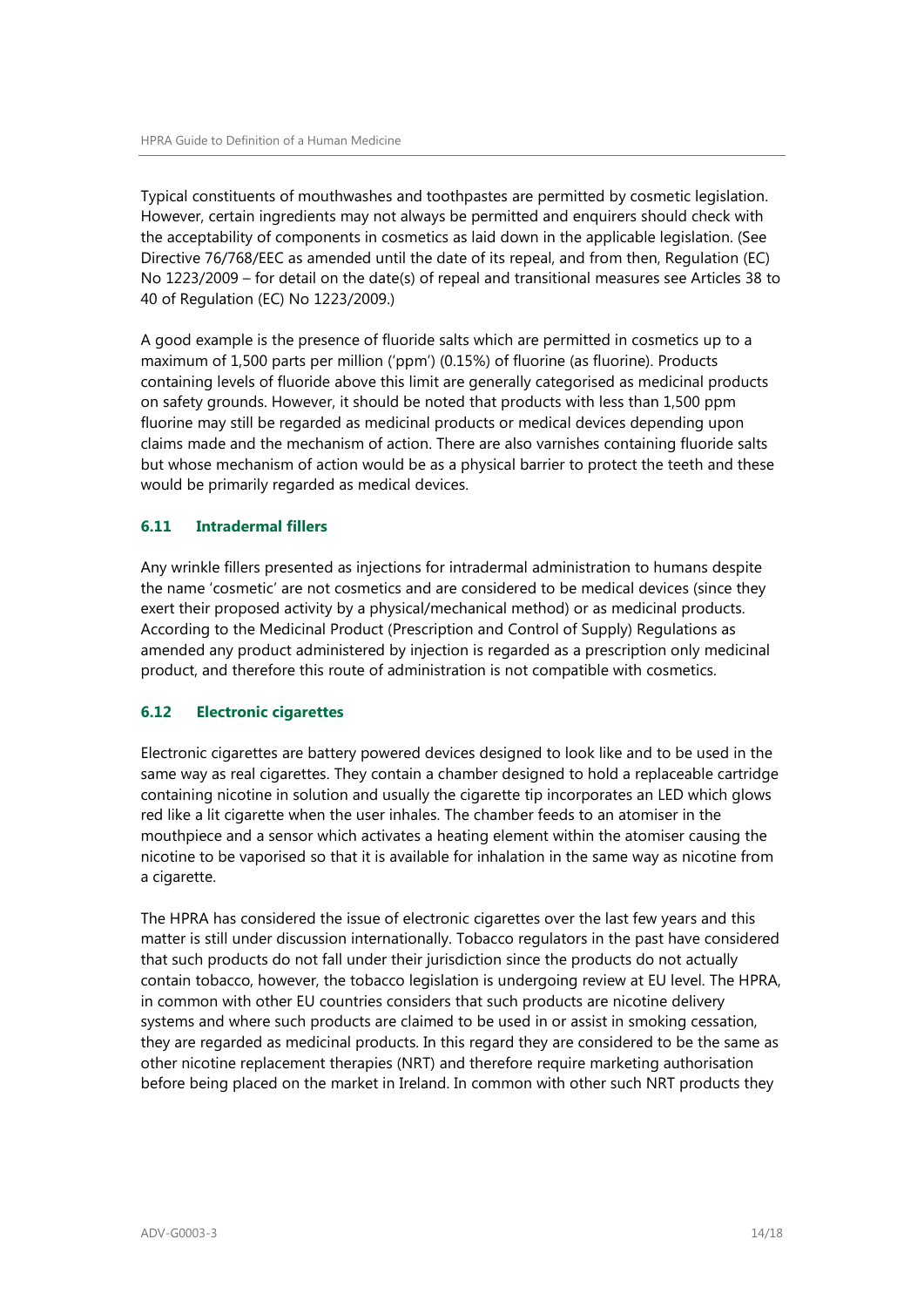Typical constituents of mouthwashes and toothpastes are permitted by cosmetic legislation. However, certain ingredients may not always be permitted and enquirers should check with the acceptability of components in cosmetics as laid down in the applicable legislation. (See Directive 76/768/EEC as amended until the date of its repeal, and from then, Regulation (EC) No 1223/2009 – for detail on the date(s) of repeal and transitional measures see Articles 38 to 40 of Regulation (EC) No 1223/2009.)

A good example is the presence of fluoride salts which are permitted in cosmetics up to a maximum of 1,500 parts per million ('ppm') (0.15%) of fluorine (as fluorine). Products containing levels of fluoride above this limit are generally categorised as medicinal products on safety grounds. However, it should be noted that products with less than 1,500 ppm fluorine may still be regarded as medicinal products or medical devices depending upon claims made and the mechanism of action. There are also varnishes containing fluoride salts but whose mechanism of action would be as a physical barrier to protect the teeth and these would be primarily regarded as medical devices.

### 6.11 Intradermal fillers

Any wrinkle fillers presented as injections for intradermal administration to humans despite the name 'cosmetic' are not cosmetics and are considered to be medical devices (since they exert their proposed activity by a physical/mechanical method) or as medicinal products. According to the Medicinal Product (Prescription and Control of Supply) Regulations as amended any product administered by injection is regarded as a prescription only medicinal product, and therefore this route of administration is not compatible with cosmetics.

### 6.12 Electronic cigarettes

Electronic cigarettes are battery powered devices designed to look like and to be used in the same way as real cigarettes. They contain a chamber designed to hold a replaceable cartridge containing nicotine in solution and usually the cigarette tip incorporates an LED which glows red like a lit cigarette when the user inhales. The chamber feeds to an atomiser in the mouthpiece and a sensor which activates a heating element within the atomiser causing the nicotine to be vaporised so that it is available for inhalation in the same way as nicotine from a cigarette.

The HPRA has considered the issue of electronic cigarettes over the last few years and this matter is still under discussion internationally. Tobacco regulators in the past have considered that such products do not fall under their jurisdiction since the products do not actually contain tobacco, however, the tobacco legislation is undergoing review at EU level. The HPRA, in common with other EU countries considers that such products are nicotine delivery systems and where such products are claimed to be used in or assist in smoking cessation, they are regarded as medicinal products. In this regard they are considered to be the same as other nicotine replacement therapies (NRT) and therefore require marketing authorisation before being placed on the market in Ireland. In common with other such NRT products they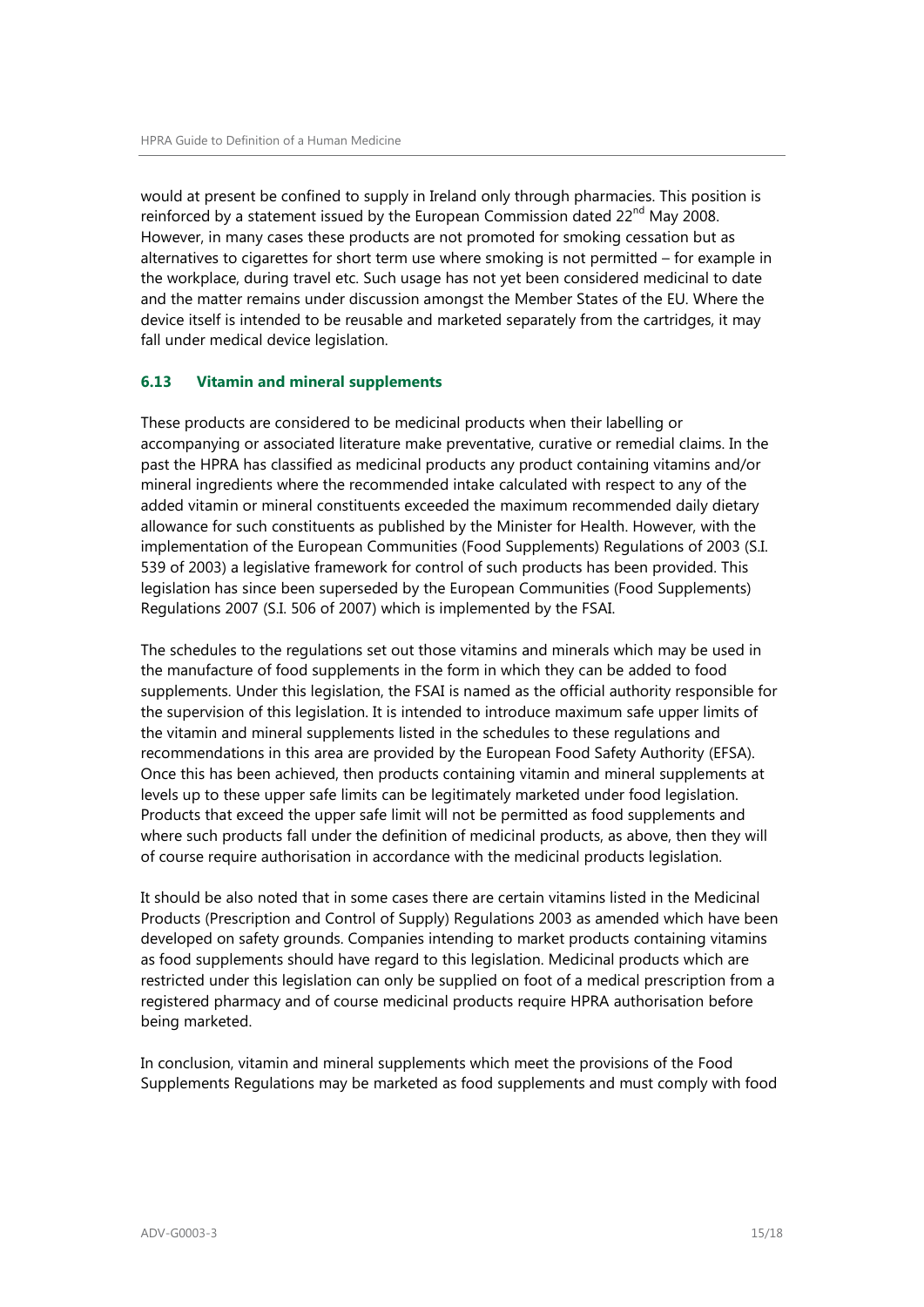would at present be confined to supply in Ireland only through pharmacies. This position is reinforced by a statement issued by the European Commission dated 22nd May 2008. However, in many cases these products are not promoted for smoking cessation but as alternatives to cigarettes for short term use where smoking is not permitted – for example in the workplace, during travel etc. Such usage has not yet been considered medicinal to date and the matter remains under discussion amongst the Member States of the EU. Where the device itself is intended to be reusable and marketed separately from the cartridges, it may fall under medical device legislation.

### 6.13 Vitamin and mineral supplements

These products are considered to be medicinal products when their labelling or accompanying or associated literature make preventative, curative or remedial claims. In the past the HPRA has classified as medicinal products any product containing vitamins and/or mineral ingredients where the recommended intake calculated with respect to any of the added vitamin or mineral constituents exceeded the maximum recommended daily dietary allowance for such constituents as published by the Minister for Health. However, with the implementation of the European Communities (Food Supplements) Regulations of 2003 (S.I. 539 of 2003) a legislative framework for control of such products has been provided. This legislation has since been superseded by the European Communities (Food Supplements) Regulations 2007 (S.I. 506 of 2007) which is implemented by the FSAI.

The schedules to the regulations set out those vitamins and minerals which may be used in the manufacture of food supplements in the form in which they can be added to food supplements. Under this legislation, the FSAI is named as the official authority responsible for the supervision of this legislation. It is intended to introduce maximum safe upper limits of the vitamin and mineral supplements listed in the schedules to these regulations and recommendations in this area are provided by the European Food Safety Authority (EFSA). Once this has been achieved, then products containing vitamin and mineral supplements at levels up to these upper safe limits can be legitimately marketed under food legislation. Products that exceed the upper safe limit will not be permitted as food supplements and where such products fall under the definition of medicinal products, as above, then they will of course require authorisation in accordance with the medicinal products legislation.

It should be also noted that in some cases there are certain vitamins listed in the Medicinal Products (Prescription and Control of Supply) Regulations 2003 as amended which have been developed on safety grounds. Companies intending to market products containing vitamins as food supplements should have regard to this legislation. Medicinal products which are restricted under this legislation can only be supplied on foot of a medical prescription from a registered pharmacy and of course medicinal products require HPRA authorisation before being marketed.

In conclusion, vitamin and mineral supplements which meet the provisions of the Food Supplements Regulations may be marketed as food supplements and must comply with food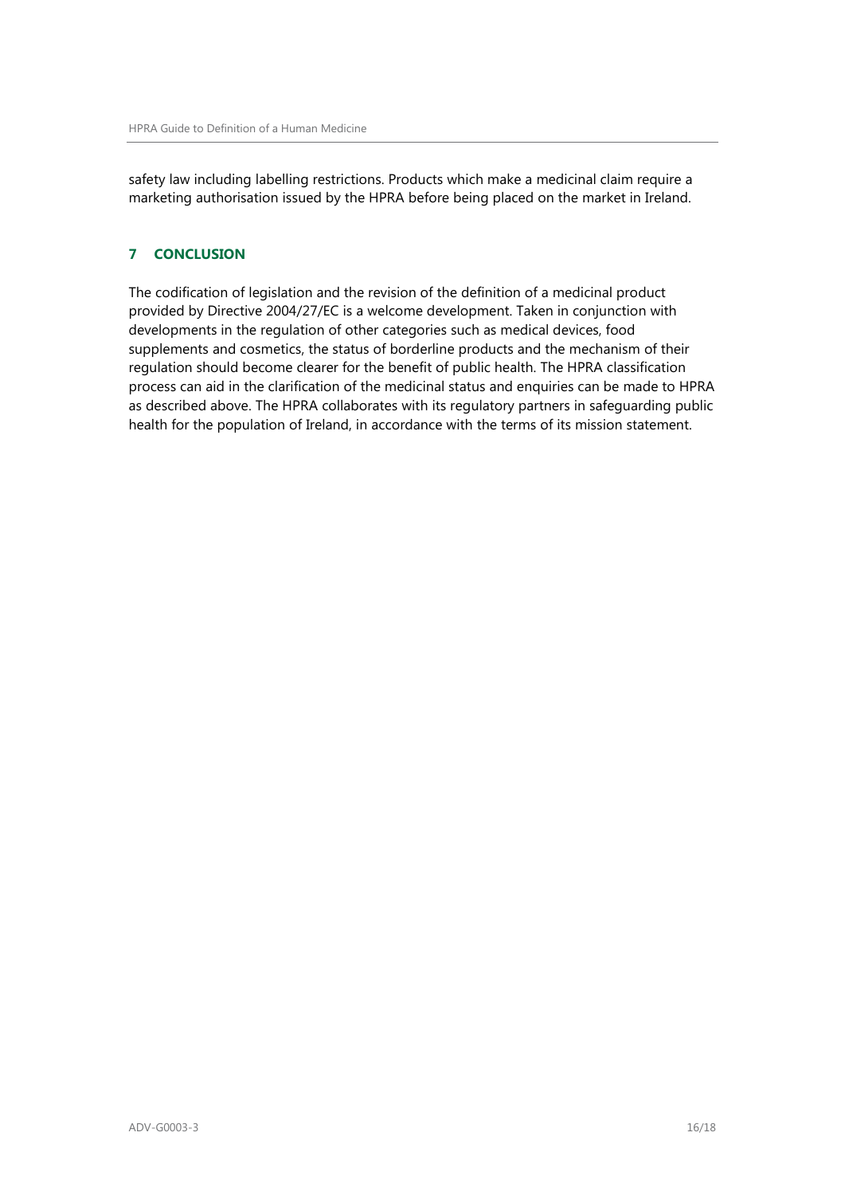safety law including labelling restrictions. Products which make a medicinal claim require a marketing authorisation issued by the HPRA before being placed on the market in Ireland.

## 7 CONCLUSION

The codification of legislation and the revision of the definition of a medicinal product provided by Directive 2004/27/EC is a welcome development. Taken in conjunction with developments in the regulation of other categories such as medical devices, food supplements and cosmetics, the status of borderline products and the mechanism of their regulation should become clearer for the benefit of public health. The HPRA classification process can aid in the clarification of the medicinal status and enquiries can be made to HPRA as described above. The HPRA collaborates with its regulatory partners in safeguarding public health for the population of Ireland, in accordance with the terms of its mission statement.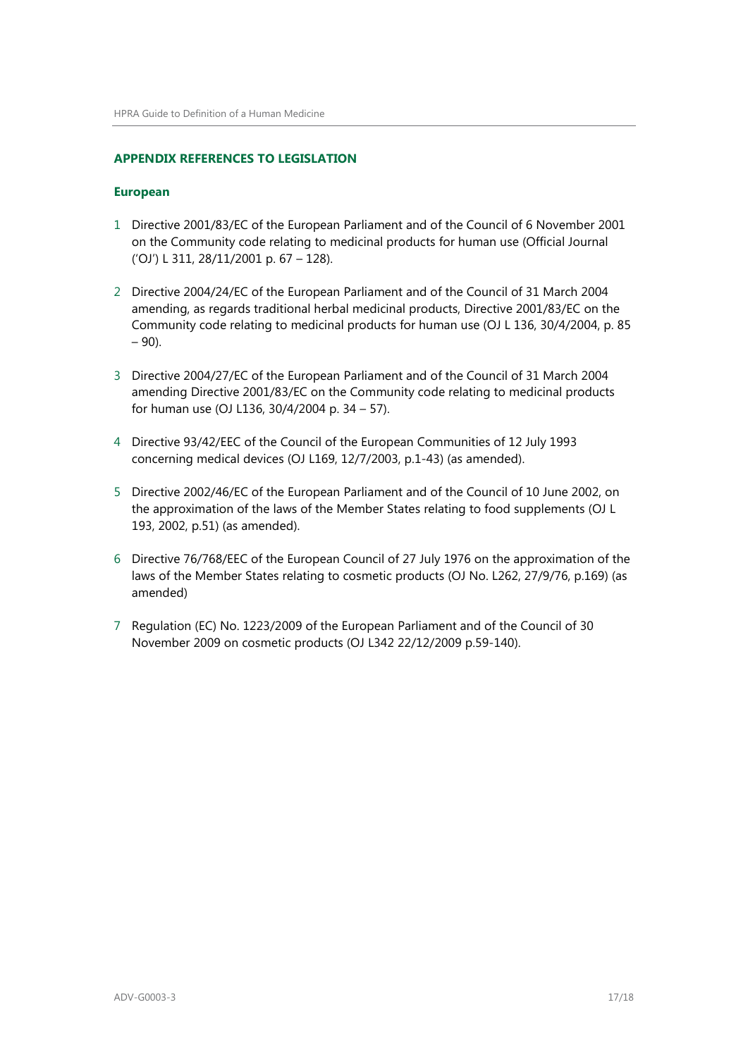## APPENDIX REFERENCES TO LEGISLATION

### European

1. Directive 2001/83/EC of the European Parliament and of the Council of 6 November 2001 on the Community code relating to medicinal products for human use (Official Journal ('OJ') L 311, 28/11/2001 p. 67 – 128).

2. Directive 2004/24/EC of the European Parliament and of the Council of 31 March 2004 amending, as regards traditional herbal medicinal products, Directive 2001/83/EC on the Community code relating to medicinal products for human use (OJ L 136, 30/4/2004, p. 85 – 90).

3. Directive 2004/27/EC of the European Parliament and of the Council of 31 March 2004 amending Directive 2001/83/EC on the Community code relating to medicinal products for human use (OJ L136, 30/4/2004 p. 34 – 57).

4. Directive 93/42/EEC of the Council of the European Communities of 12 July 1993 concerning medical devices (OJ L169, 12/7/2003, p.1-43) (as amended).

5. Directive 2002/46/EC of the European Parliament and of the Council of 10 June 2002, on the approximation of the laws of the Member States relating to food supplements (OJ L 193, 2002, p.51) (as amended).

6. Directive 76/768/EEC of the European Council of 27 July 1976 on the approximation of the laws of the Member States relating to cosmetic products (OJ No. L262, 27/9/76, p.169) (as amended)

7. Regulation (EC) No. 1223/2009 of the European Parliament and of the Council of 30 November 2009 on cosmetic products (OJ L342 22/12/2009 p.59-140).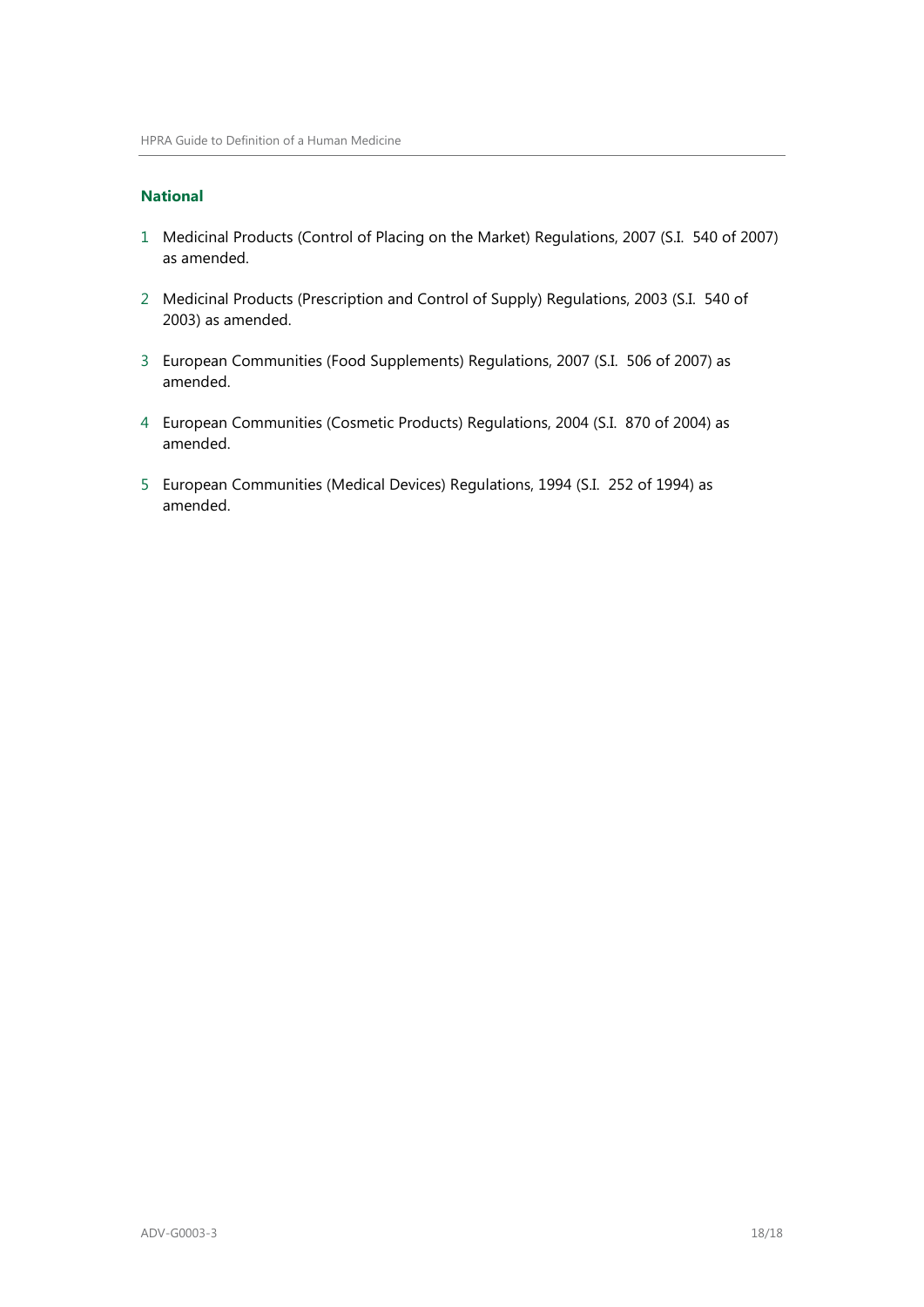## National

1. Medicinal Products (Control of Placing on the Market) Regulations, 2007 (S.I. 540 of 2007) as amended.
2. Medicinal Products (Prescription and Control of Supply) Regulations, 2003 (S.I. 540 of 2003) as amended.
3. European Communities (Food Supplements) Regulations, 2007 (S.I. 506 of 2007) as amended.
4. European Communities (Cosmetic Products) Regulations, 2004 (S.I. 870 of 2004) as amended.
5. European Communities (Medical Devices) Regulations, 1994 (S.I. 252 of 1994) as amended.